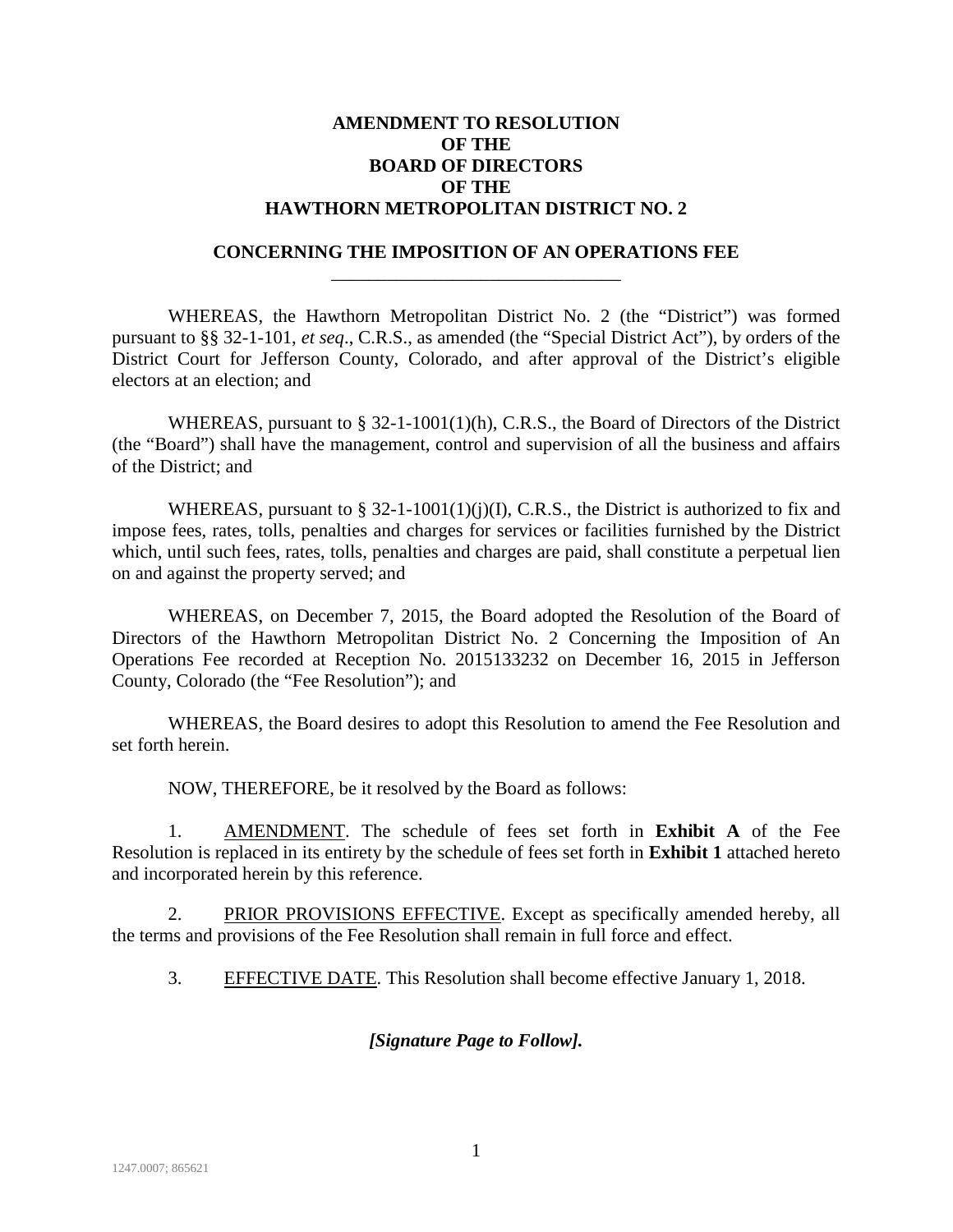# AMENDMENT TO RESOLUTION OF THE BOARD OF DIRECTORS OF THE HAWTHORN METROPOLITAN DISTRICT NO. 2

## CONCERNING THE IMPOSITION OF AN OPERATIONS FEE

WHEREAS, the Hawthorn Metropolitan District No. 2 (the "District") was formed pursuant to §§ 32-1-101, *et seq*., C.R.S., as amended (the "Special District Act"), by orders of the District Court for Jefferson County, Colorado, and after approval of the District's eligible electors at an election; and

WHEREAS, pursuant to § 32-1-1001(1)(h), C.R.S., the Board of Directors of the District (the "Board") shall have the management, control and supervision of all the business and affairs of the District; and

WHEREAS, pursuant to § 32-1-1001(1)(j)(I), C.R.S., the District is authorized to fix and impose fees, rates, tolls, penalties and charges for services or facilities furnished by the District which, until such fees, rates, tolls, penalties and charges are paid, shall constitute a perpetual lien on and against the property served; and

WHEREAS, on December 7, 2015, the Board adopted the Resolution of the Board of Directors of the Hawthorn Metropolitan District No. 2 Concerning the Imposition of An Operations Fee recorded at Reception No. 2015133232 on December 16, 2015 in Jefferson County, Colorado (the "Fee Resolution"); and

WHEREAS, the Board desires to adopt this Resolution to amend the Fee Resolution and set forth herein.

NOW, THEREFORE, be it resolved by the Board as follows:

1. AMENDMENT. The schedule of fees set forth in **Exhibit A** of the Fee Resolution is replaced in its entirety by the schedule of fees set forth in **Exhibit 1** attached hereto and incorporated herein by this reference.

2. PRIOR PROVISIONS EFFECTIVE. Except as specifically amended hereby, all the terms and provisions of the Fee Resolution shall remain in full force and effect.

3. EFFECTIVE DATE. This Resolution shall become effective January 1, 2018.

***[Signature Page to Follow].***

1247.0007; 865621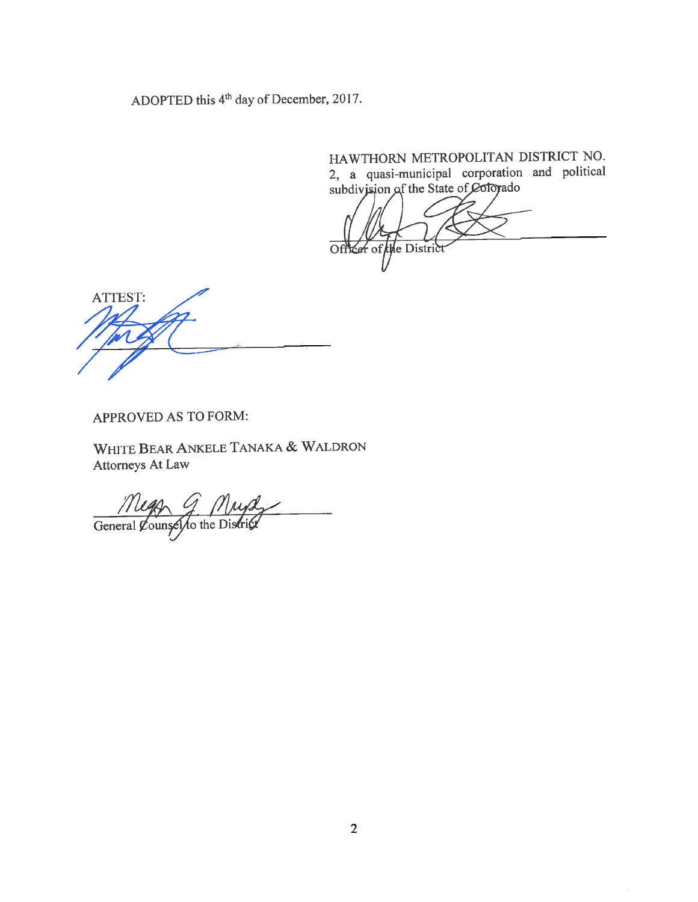ADOPTED this 4th day of December, 2017.

HAWTHORN METROPOLITAN DISTRICT NO. 2, a quasi-municipal corporation and political subdivision of the State of Colorado

\_\_\_\_\_\_\_\_\_\_\_\_\_\_\_\_\_\_\_\_\_\_\_\_\_\_\_\_\_\_
Officer of the District

ATTEST:

\_\_\_\_\_\_\_\_\_\_\_\_\_\_\_\_\_\_\_\_\_\_\_\_\_\_\_\_\_\_

APPROVED AS TO FORM:

WHITE BEAR ANKELE TANAKA & WALDRON
Attorneys At Law

\_\_\_\_\_\_\_\_\_\_\_\_\_\_\_\_\_\_\_\_\_\_\_\_\_\_\_\_\_\_
General Counsel to the District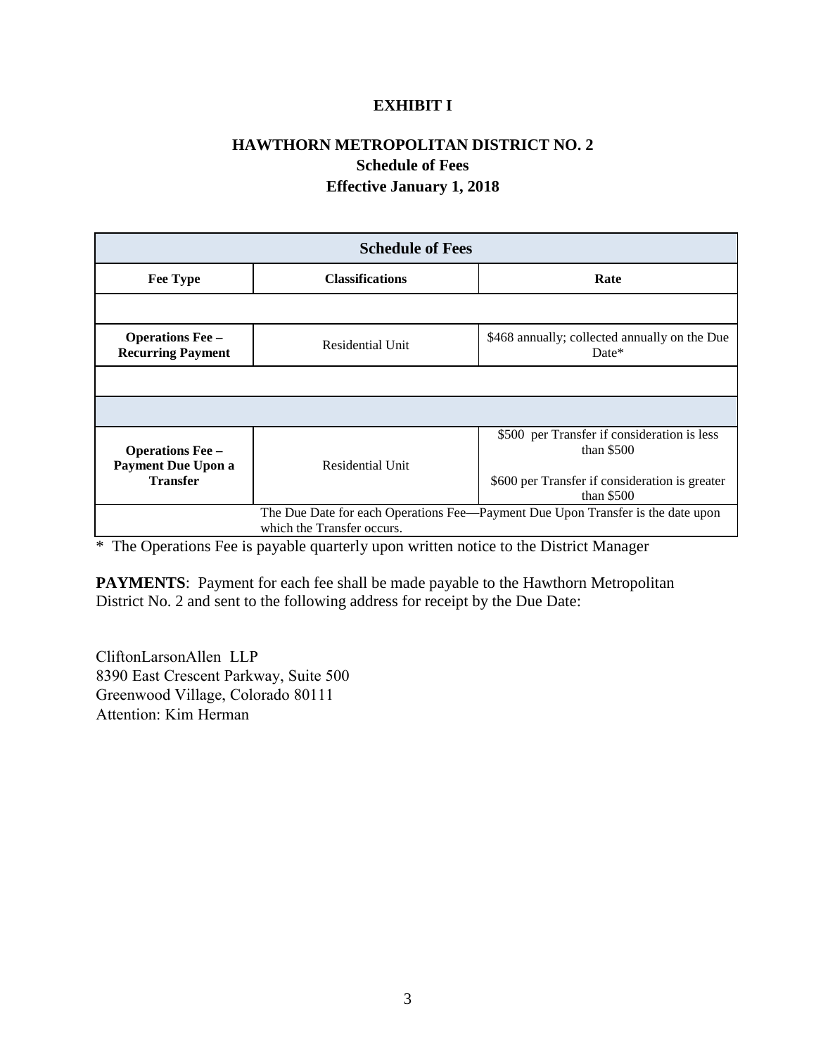**EXHIBIT I**

**HAWTHORN METROPOLITAN DISTRICT NO. 2**
**Schedule of Fees**
**Effective January 1, 2018**

| **Schedule of Fees** | | |
|---|---|---|
| **Fee Type** | **Classifications** | **Rate** |
| | | |
| **Operations Fee – Recurring Payment** | Residential Unit | $468 annually; collected annually on the Due Date* |
| | | |
| | | |
| **Operations Fee – Payment Due Upon a Transfer** | Residential Unit | $500 per Transfer if consideration is less than $500<br><br>$600 per Transfer if consideration is greater than $500 |
| The Due Date for each Operations Fee—Payment Due Upon Transfer is the date upon which the Transfer occurs. | | |

* The Operations Fee is payable quarterly upon written notice to the District Manager

**PAYMENTS**: Payment for each fee shall be made payable to the Hawthorn Metropolitan District No. 2 and sent to the following address for receipt by the Due Date:

CliftonLarsonAllen LLP
8390 East Crescent Parkway, Suite 500
Greenwood Village, Colorado 80111
Attention: Kim Herman